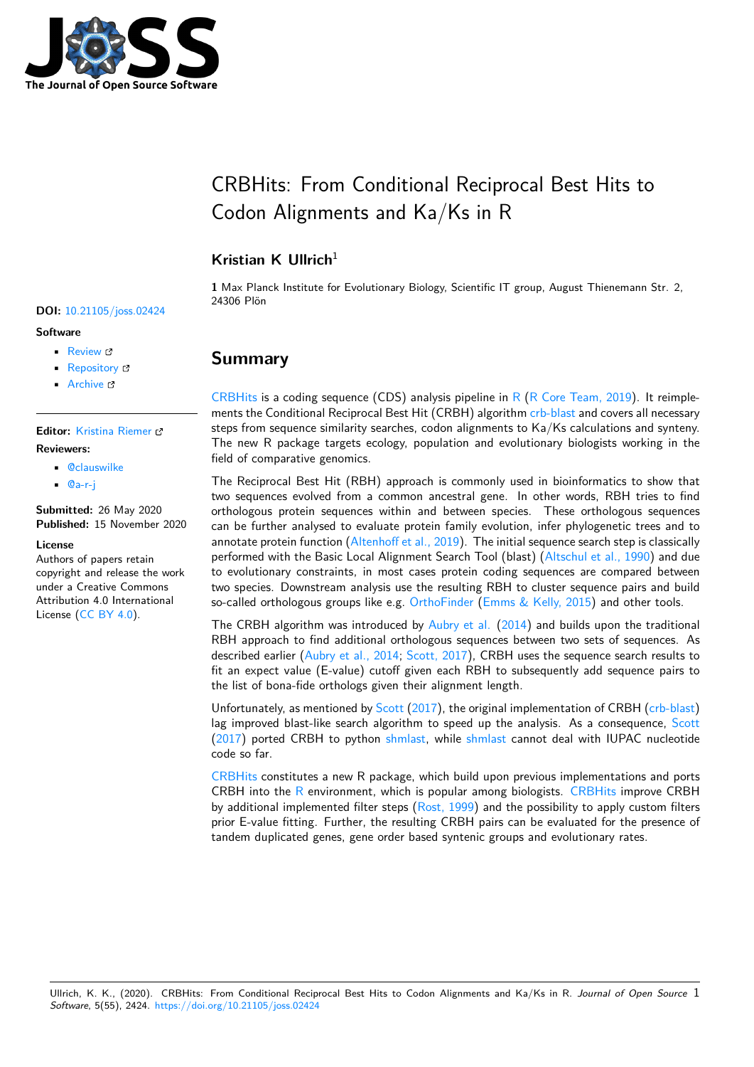# CRBHits: From Conditional Reciprocal Best Hits to Codon Alignments and Ka/Ks in R

**Kristian K Ullrich**[1]

**1** Max Planck Institute for Evolutionary Biology, Scientific IT group, August Thienemann Str. 2, 24306 Plön

**DOI:** 10.21105/joss.02424

**Software**

- Review
- Repository
- Archive

**Editor:** Kristina Riemer

**Reviewers:**

- @clauswilke
- @a-r-j

**Submitted:** 26 May 2020
**Published:** 15 November 2020

**License**
Authors of papers retain copyright and release the work under a Creative Commons Attribution 4.0 International License (CC BY 4.0).

## Summary

CRBHits is a coding sequence (CDS) analysis pipeline in R (R Core Team, 2019). It reimplements the Conditional Reciprocal Best Hit (CRBH) algorithm crb-blast and covers all necessary steps from sequence similarity searches, codon alignments to Ka/Ks calculations and synteny. The new R package targets ecology, population and evolutionary biologists working in the field of comparative genomics.

The Reciprocal Best Hit (RBH) approach is commonly used in bioinformatics to show that two sequences evolved from a common ancestral gene. In other words, RBH tries to find orthologous protein sequences within and between species. These orthologous sequences can be further analysed to evaluate protein family evolution, infer phylogenetic trees and to annotate protein function (Altenhoff et al., 2019). The initial sequence search step is classically performed with the Basic Local Alignment Search Tool (blast) (Altschul et al., 1990) and due to evolutionary constraints, in most cases protein coding sequences are compared between two species. Downstream analysis use the resulting RBH to cluster sequence pairs and build so-called orthologous groups like e.g. OrthoFinder (Emms & Kelly, 2015) and other tools.

The CRBH algorithm was introduced by Aubry et al. (2014) and builds upon the traditional RBH approach to find additional orthologous sequences between two sets of sequences. As described earlier (Aubry et al., 2014; Scott, 2017), CRBH uses the sequence search results to fit an expect value (E-value) cutoff given each RBH to subsequently add sequence pairs to the list of bona-fide orthologs given their alignment length.

Unfortunately, as mentioned by Scott (2017), the original implementation of CRBH (crb-blast) lag improved blast-like search algorithm to speed up the analysis. As a consequence, Scott (2017) ported CRBH to python shmlast, while shmlast cannot deal with IUPAC nucleotide code so far.

CRBHits constitutes a new R package, which build upon previous implementations and ports CRBH into the R environment, which is popular among biologists. CRBHits improve CRBH by additional implemented filter steps (Rost, 1999) and the possibility to apply custom filters prior E-value fitting. Further, the resulting CRBH pairs can be evaluated for the presence of tandem duplicated genes, gene order based syntenic groups and evolutionary rates.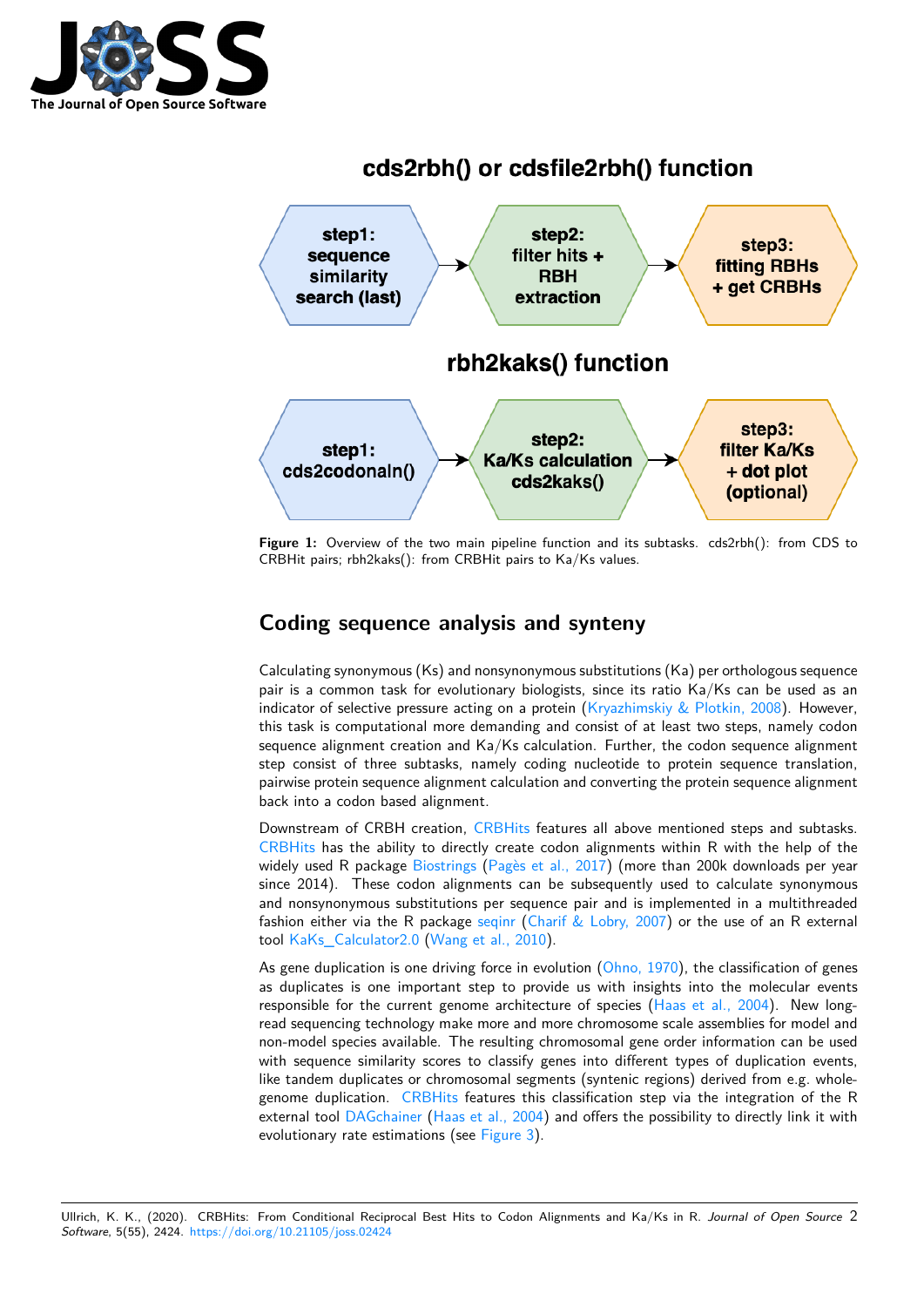**cds2rbh() or cdsfile2rbh() function**

step1: sequence similarity search (last) → step2: filter hits + RBH extraction → step3: fitting RBHs + get CRBHs

**rbh2kaks() function**

step1: cds2codonaln() → step2: Ka/Ks calculation cds2kaks() → step3: filter Ka/Ks + dot plot (optional)

**Figure 1:** Overview of the two main pipeline function and its subtasks. cds2rbh(): from CDS to CRBHit pairs; rbh2kaks(): from CRBHit pairs to Ka/Ks values.

## Coding sequence analysis and synteny

Calculating synonymous (Ks) and nonsynonymous substitutions (Ka) per orthologous sequence pair is a common task for evolutionary biologists, since its ratio Ka/Ks can be used as an indicator of selective pressure acting on a protein (Kryazhimskiy & Plotkin, 2008). However, this task is computational more demanding and consist of at least two steps, namely codon sequence alignment creation and Ka/Ks calculation. Further, the codon sequence alignment step consist of three subtasks, namely coding nucleotide to protein sequence translation, pairwise protein sequence alignment calculation and converting the protein sequence alignment back into a codon based alignment.

Downstream of CRBH creation, CRBHits features all above mentioned steps and subtasks. CRBHits has the ability to directly create codon alignments within R with the help of the widely used R package Biostrings (Pagès et al., 2017) (more than 200k downloads per year since 2014). These codon alignments can be subsequently used to calculate synonymous and nonsynonymous substitutions per sequence pair and is implemented in a multithreaded fashion either via the R package seqinr (Charif & Lobry, 2007) or the use of an R external tool KaKs_Calculator2.0 (Wang et al., 2010).

As gene duplication is one driving force in evolution (Ohno, 1970), the classification of genes as duplicates is one important step to provide us with insights into the molecular events responsible for the current genome architecture of species (Haas et al., 2004). New long-read sequencing technology make more and more chromosome scale assemblies for model and non-model species available. The resulting chromosomal gene order information can be used with sequence similarity scores to classify genes into different types of duplication events, like tandem duplicates or chromosomal segments (syntenic regions) derived from e.g. whole-genome duplication. CRBHits features this classification step via the integration of the R external tool DAGchainer (Haas et al., 2004) and offers the possibility to directly link it with evolutionary rate estimations (see Figure 3).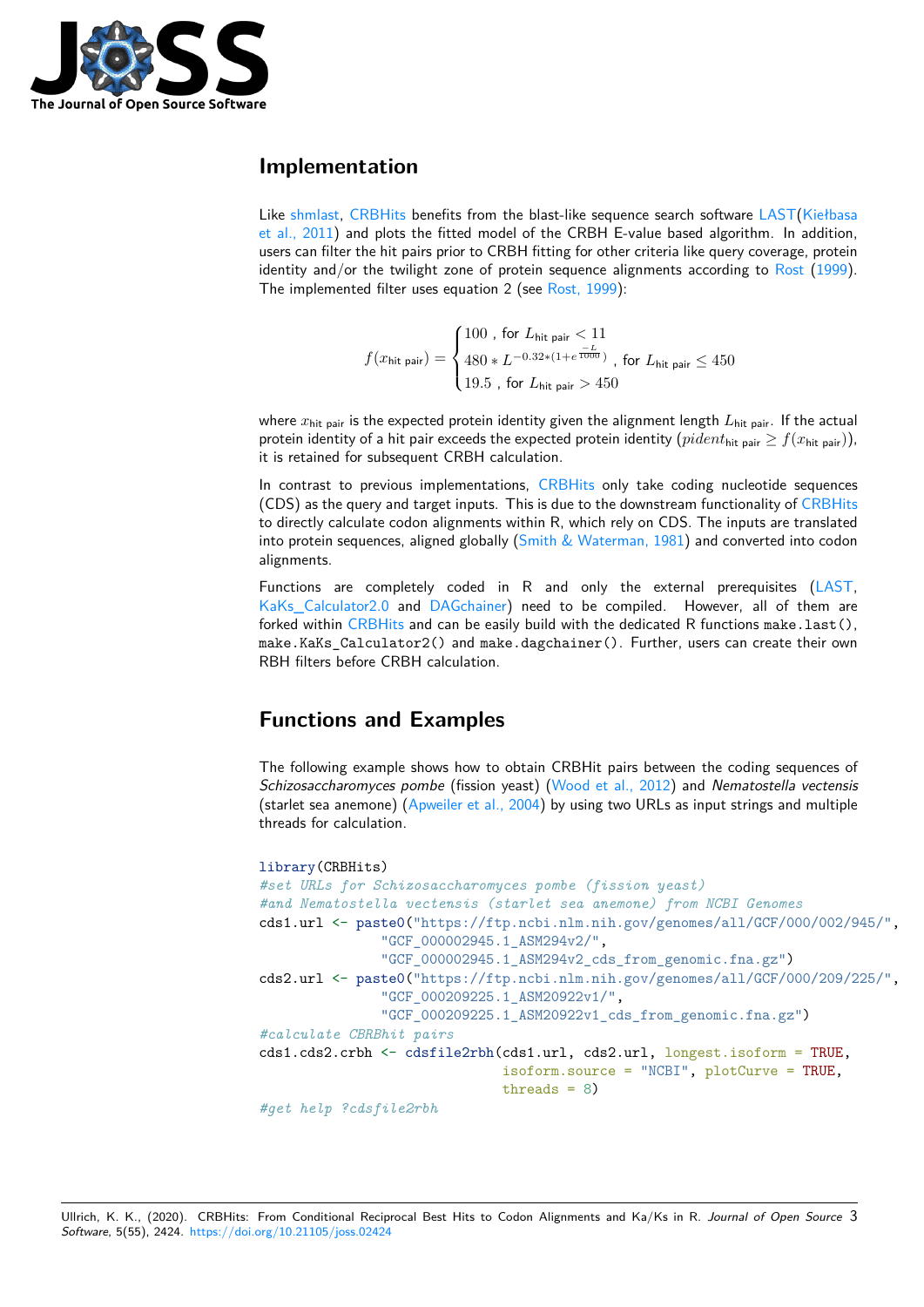## Implementation

Like shmlast, CRBHits benefits from the blast-like sequence search software LAST(Kiełbasa et al., 2011) and plots the fitted model of the CRBH E-value based algorithm. In addition, users can filter the hit pairs prior to CRBH fitting for other criteria like query coverage, protein identity and/or the twilight zone of protein sequence alignments according to Rost (1999). The implemented filter uses equation 2 (see Rost, 1999):

$$f(x_{\text{hit pair}}) = \begin{cases} 100 \text{ , for } L_{\text{hit pair}} < 11 \\ 480 * L^{-0.32*(1+e^{\frac{-L}{1000}})} \text{ , for } L_{\text{hit pair}} \leq 450 \\ 19.5 \text{ , for } L_{\text{hit pair}} > 450 \end{cases}$$

where $x_{\text{hit pair}}$ is the expected protein identity given the alignment length $L_{\text{hit pair}}$. If the actual protein identity of a hit pair exceeds the expected protein identity ($pident_{\text{hit pair}} \geq f(x_{\text{hit pair}})$), it is retained for subsequent CRBH calculation.

In contrast to previous implementations, CRBHits only take coding nucleotide sequences (CDS) as the query and target inputs. This is due to the downstream functionality of CRBHits to directly calculate codon alignments within R, which rely on CDS. The inputs are translated into protein sequences, aligned globally (Smith & Waterman, 1981) and converted into codon alignments.

Functions are completely coded in R and only the external prerequisites (LAST, KaKs_Calculator2.0 and DAGchainer) need to be compiled. However, all of them are forked within CRBHits and can be easily build with the dedicated R functions `make.last()`, `make.KaKs_Calculator2()` and `make.dagchainer()`. Further, users can create their own RBH filters before CRBH calculation.

## Functions and Examples

The following example shows how to obtain CRBHit pairs between the coding sequences of *Schizosaccharomyces pombe* (fission yeast) (Wood et al., 2012) and *Nematostella vectensis* (starlet sea anemone) (Apweiler et al., 2004) by using two URLs as input strings and multiple threads for calculation.

```r
library(CRBHits)
#set URLs for Schizosaccharomyces pombe (fission yeast)
#and Nematostella vectensis (starlet sea anemone) from NCBI Genomes
cds1.url <- paste0("https://ftp.ncbi.nlm.nih.gov/genomes/all/GCF/000/002/945/",
                   "GCF_000002945.1_ASM294v2/",
                   "GCF_000002945.1_ASM294v2_cds_from_genomic.fna.gz")
cds2.url <- paste0("https://ftp.ncbi.nlm.nih.gov/genomes/all/GCF/000/209/225/",
                   "GCF_000209225.1_ASM20922v1/",
                   "GCF_000209225.1_ASM20922v1_cds_from_genomic.fna.gz")
#calculate CBRBhit pairs
cds1.cds2.crbh <- cdsfile2rbh(cds1.url, cds2.url, longest.isoform = TRUE,
                              isoform.source = "NCBI", plotCurve = TRUE,
                              threads = 8)
#get help ?cdsfile2rbh
```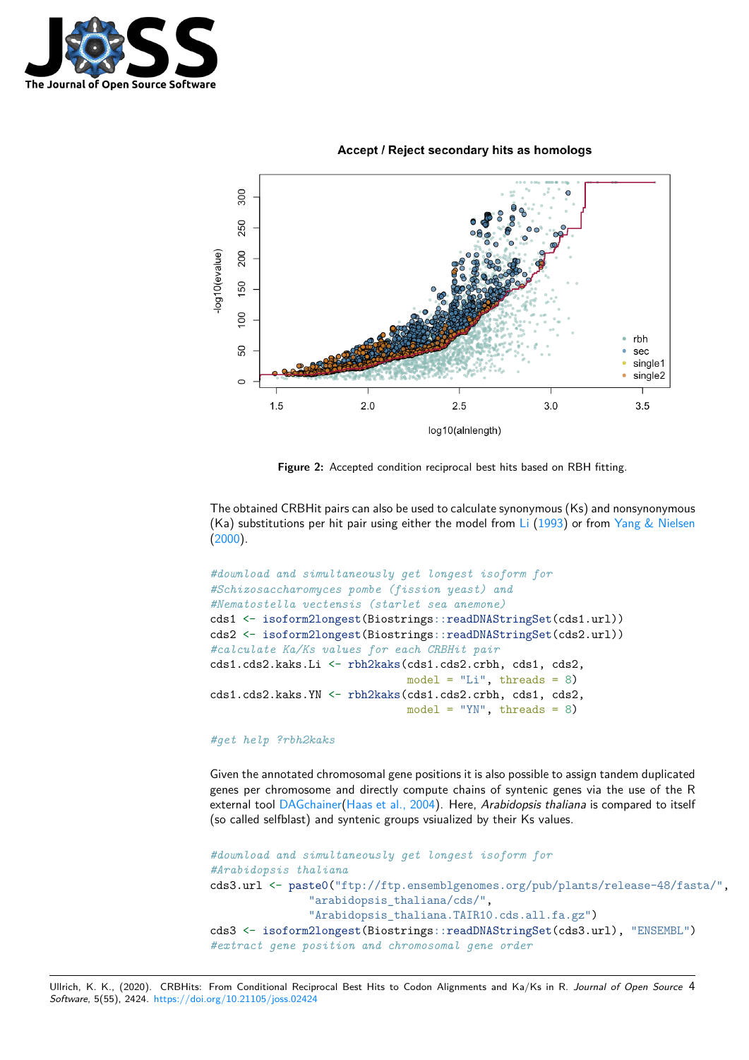**Figure 2:** Accepted condition reciprocal best hits based on RBH fitting.

The obtained CRBHit pairs can also be used to calculate synonymous (Ks) and nonsynonymous (Ka) substitutions per hit pair using either the model from Li (1993) or from Yang & Nielsen (2000).

```
#download and simultaneously get longest isoform for
#Schizosaccharomyces pombe (fission yeast) and
#Nematostella vectensis (starlet sea anemone)
cds1 <- isoform2longest(Biostrings::readDNAStringSet(cds1.url))
cds2 <- isoform2longest(Biostrings::readDNAStringSet(cds2.url))
#calculate Ka/Ks values for each CRBHit pair
cds1.cds2.kaks.Li <- rbh2kaks(cds1.cds2.crbh, cds1, cds2,
                              model = "Li", threads = 8)
cds1.cds2.kaks.YN <- rbh2kaks(cds1.cds2.crbh, cds1, cds2,
                              model = "YN", threads = 8)

#get help ?rbh2kaks
```

Given the annotated chromosomal gene positions it is also possible to assign tandem duplicated genes per chromosome and directly compute chains of syntenic genes via the use of the R external tool DAGchainer(Haas et al., 2004). Here, *Arabidopsis thaliana* is compared to itself (so called selfblast) and syntenic groups vsiualized by their Ks values.

```
#download and simultaneously get longest isoform for
#Arabidopsis thaliana
cds3.url <- paste0("ftp://ftp.ensemblgenomes.org/pub/plants/release-48/fasta/",
                   "arabidopsis_thaliana/cds/",
                   "Arabidopsis_thaliana.TAIR10.cds.all.fa.gz")
cds3 <- isoform2longest(Biostrings::readDNAStringSet(cds3.url), "ENSEMBL")
#extract gene position and chromosomal gene order
```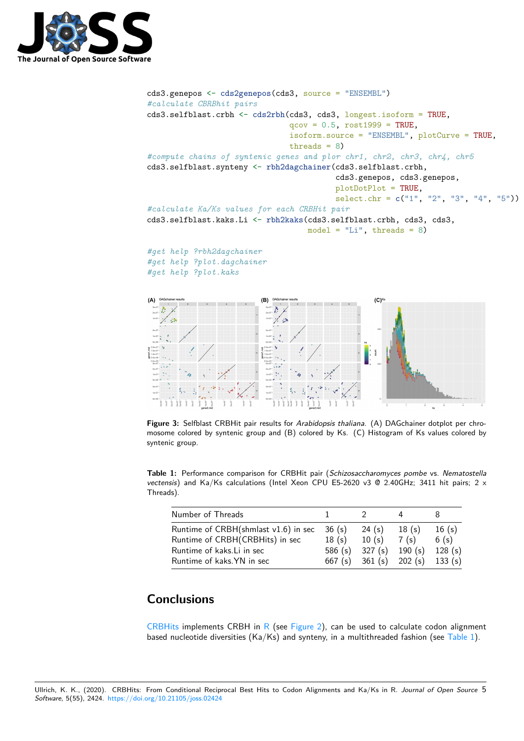```r
cds3.genepos <- cds2genepos(cds3, source = "ENSEMBL")
#calculate CBRBhit pairs
cds3.selfblast.crbh <- cds2rbh(cds3, cds3, longest.isoform = TRUE,
                               qcov = 0.5, rost1999 = TRUE,
                               isoform.source = "ENSEMBL", plotCurve = TRUE,
                               threads = 8)
#compute chains of syntenic genes and plor chr1, chr2, chr3, chr4, chr5
cds3.selfblast.synteny <- rbh2dagchainer(cds3.selfblast.crbh,
                                         cds3.genepos, cds3.genepos,
                                         plotDotPlot = TRUE,
                                         select.chr = c("1", "2", "3", "4", "5"))
#calculate Ka/Ks values for each CRBHit pair
cds3.selfblast.kaks.Li <- rbh2kaks(cds3.selfblast.crbh, cds3, cds3,
                                   model = "Li", threads = 8)

#get help ?rbh2dagchainer
#get help ?plot.dagchainer
#get help ?plot.kaks
```

**Figure 3:** Selfblast CRBHit pair results for *Arabidopsis thaliana*. (A) DAGchainer dotplot per chromosome colored by syntenic group and (B) colored by Ks. (C) Histogram of Ks values colored by syntenic group.

**Table 1:** Performance comparison for CRBHit pair (*Schizosaccharomyces pombe* vs. *Nematostella vectensis*) and Ka/Ks calculations (Intel Xeon CPU E5-2620 v3 @ 2.40GHz; 3411 hit pairs; 2 x Threads).

| Number of Threads | 1 | 2 | 4 | 8 |
|---|---|---|---|---|
| Runtime of CRBH(shmlast v1.6) in sec | 36 (s) | 24 (s) | 18 (s) | 16 (s) |
| Runtime of CRBH(CRBHits) in sec | 18 (s) | 10 (s) | 7 (s) | 6 (s) |
| Runtime of kaks.Li in sec | 586 (s) | 327 (s) | 190 (s) | 128 (s) |
| Runtime of kaks.YN in sec | 667 (s) | 361 (s) | 202 (s) | 133 (s) |

# Conclusions

CRBHits implements CRBH in R (see Figure 2), can be used to calculate codon alignment based nucleotide diversities (Ka/Ks) and synteny, in a multithreaded fashion (see Table 1).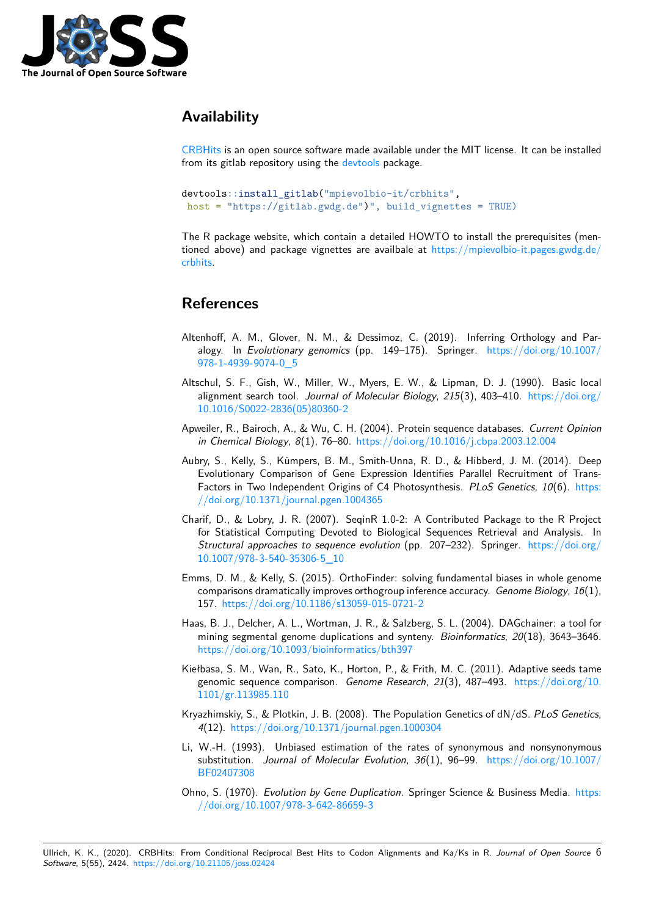## Availability

[CRBHits](https://gitlab.gwdg.de/mpievolbio-it/crbhits) is an open source software made available under the MIT license. It can be installed from its gitlab repository using the [devtools](https://cran.r-project.org/web/packages/devtools/index.html) package.

```
devtools::install_gitlab("mpievolbio-it/crbhits",
 host = "https://gitlab.gwdg.de")", build_vignettes = TRUE)
```

The R package website, which contain a detailed HOWTO to install the prerequisites (mentioned above) and package vignettes are availbale at https://mpievolbio-it.pages.gwdg.de/crbhits.

## References

Altenhoff, A. M., Glover, N. M., & Dessimoz, C. (2019). Inferring Orthology and Paralogy. In *Evolutionary genomics* (pp. 149–175). Springer. https://doi.org/10.1007/978-1-4939-9074-0_5

Altschul, S. F., Gish, W., Miller, W., Myers, E. W., & Lipman, D. J. (1990). Basic local alignment search tool. *Journal of Molecular Biology*, *215*(3), 403–410. https://doi.org/10.1016/S0022-2836(05)80360-2

Apweiler, R., Bairoch, A., & Wu, C. H. (2004). Protein sequence databases. *Current Opinion in Chemical Biology*, *8*(1), 76–80. https://doi.org/10.1016/j.cbpa.2003.12.004

Aubry, S., Kelly, S., Kümpers, B. M., Smith-Unna, R. D., & Hibberd, J. M. (2014). Deep Evolutionary Comparison of Gene Expression Identifies Parallel Recruitment of Trans-Factors in Two Independent Origins of C4 Photosynthesis. *PLoS Genetics*, *10*(6). https://doi.org/10.1371/journal.pgen.1004365

Charif, D., & Lobry, J. R. (2007). SeqinR 1.0-2: A Contributed Package to the R Project for Statistical Computing Devoted to Biological Sequences Retrieval and Analysis. In *Structural approaches to sequence evolution* (pp. 207–232). Springer. https://doi.org/10.1007/978-3-540-35306-5_10

Emms, D. M., & Kelly, S. (2015). OrthoFinder: solving fundamental biases in whole genome comparisons dramatically improves orthogroup inference accuracy. *Genome Biology*, *16*(1), 157. https://doi.org/10.1186/s13059-015-0721-2

Haas, B. J., Delcher, A. L., Wortman, J. R., & Salzberg, S. L. (2004). DAGchainer: a tool for mining segmental genome duplications and synteny. *Bioinformatics*, *20*(18), 3643–3646. https://doi.org/10.1093/bioinformatics/bth397

Kiełbasa, S. M., Wan, R., Sato, K., Horton, P., & Frith, M. C. (2011). Adaptive seeds tame genomic sequence comparison. *Genome Research*, *21*(3), 487–493. https://doi.org/10.1101/gr.113985.110

Kryazhimskiy, S., & Plotkin, J. B. (2008). The Population Genetics of dN/dS. *PLoS Genetics*, *4*(12). https://doi.org/10.1371/journal.pgen.1000304

Li, W.-H. (1993). Unbiased estimation of the rates of synonymous and nonsynonymous substitution. *Journal of Molecular Evolution*, *36*(1), 96–99. https://doi.org/10.1007/BF02407308

Ohno, S. (1970). *Evolution by Gene Duplication*. Springer Science & Business Media. https://doi.org/10.1007/978-3-642-86659-3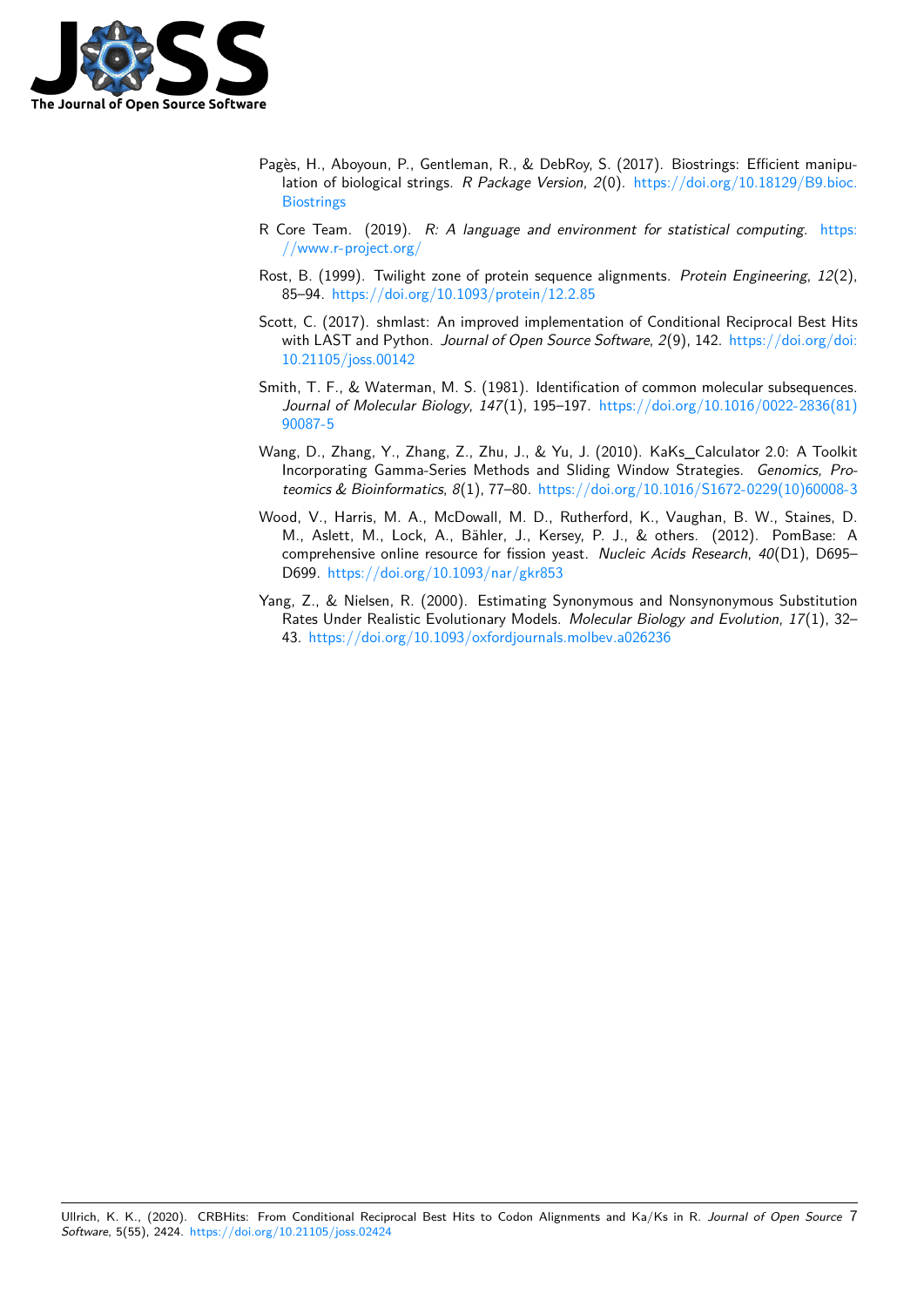Pagès, H., Aboyoun, P., Gentleman, R., & DebRoy, S. (2017). Biostrings: Efficient manipulation of biological strings. *R Package Version*, *2*(0). https://doi.org/10.18129/B9.bioc.Biostrings

R Core Team. (2019). *R: A language and environment for statistical computing*. https://www.r-project.org/

Rost, B. (1999). Twilight zone of protein sequence alignments. *Protein Engineering*, *12*(2), 85–94. https://doi.org/10.1093/protein/12.2.85

Scott, C. (2017). shmlast: An improved implementation of Conditional Reciprocal Best Hits with LAST and Python. *Journal of Open Source Software*, *2*(9), 142. https://doi.org/doi:10.21105/joss.00142

Smith, T. F., & Waterman, M. S. (1981). Identification of common molecular subsequences. *Journal of Molecular Biology*, *147*(1), 195–197. https://doi.org/10.1016/0022-2836(81)90087-5

Wang, D., Zhang, Y., Zhang, Z., Zhu, J., & Yu, J. (2010). KaKs_Calculator 2.0: A Toolkit Incorporating Gamma-Series Methods and Sliding Window Strategies. *Genomics, Proteomics & Bioinformatics*, *8*(1), 77–80. https://doi.org/10.1016/S1672-0229(10)60008-3

Wood, V., Harris, M. A., McDowall, M. D., Rutherford, K., Vaughan, B. W., Staines, D. M., Aslett, M., Lock, A., Bähler, J., Kersey, P. J., & others. (2012). PomBase: A comprehensive online resource for fission yeast. *Nucleic Acids Research*, *40*(D1), D695–D699. https://doi.org/10.1093/nar/gkr853

Yang, Z., & Nielsen, R. (2000). Estimating Synonymous and Nonsynonymous Substitution Rates Under Realistic Evolutionary Models. *Molecular Biology and Evolution*, *17*(1), 32–43. https://doi.org/10.1093/oxfordjournals.molbev.a026236